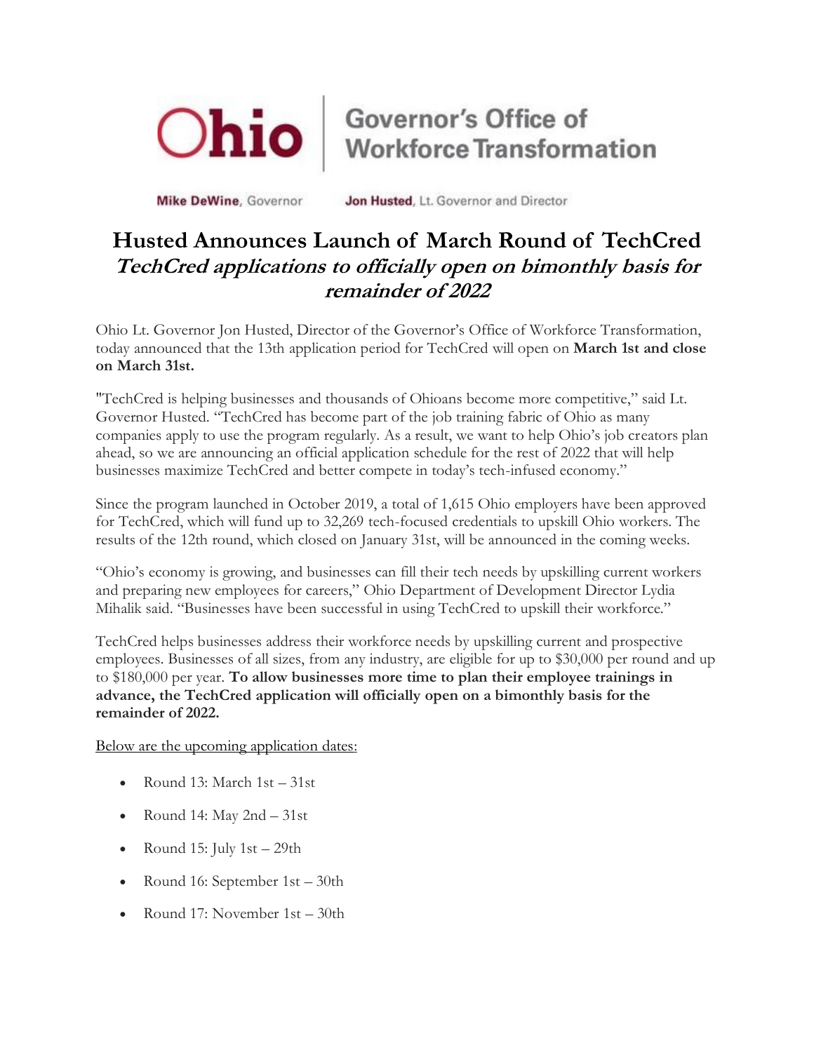Ohio | Governor's Office of Workforce Transformation

**Mike DeWine**, Governor **Jon Husted**, Lt. Governor and Director

# Husted Announces Launch of March Round of TechCred

## *TechCred applications to officially open on bimonthly basis for remainder of 2022*

Ohio Lt. Governor Jon Husted, Director of the Governor's Office of Workforce Transformation, today announced that the 13th application period for TechCred will open on **March 1st and close on March 31st.**

"TechCred is helping businesses and thousands of Ohioans become more competitive," said Lt. Governor Husted. "TechCred has become part of the job training fabric of Ohio as many companies apply to use the program regularly. As a result, we want to help Ohio's job creators plan ahead, so we are announcing an official application schedule for the rest of 2022 that will help businesses maximize TechCred and better compete in today's tech-infused economy."

Since the program launched in October 2019, a total of 1,615 Ohio employers have been approved for TechCred, which will fund up to 32,269 tech-focused credentials to upskill Ohio workers. The results of the 12th round, which closed on January 31st, will be announced in the coming weeks.

"Ohio's economy is growing, and businesses can fill their tech needs by upskilling current workers and preparing new employees for careers," Ohio Department of Development Director Lydia Mihalik said. "Businesses have been successful in using TechCred to upskill their workforce."

TechCred helps businesses address their workforce needs by upskilling current and prospective employees. Businesses of all sizes, from any industry, are eligible for up to $30,000 per round and up to $180,000 per year. **To allow businesses more time to plan their employee trainings in advance, the TechCred application will officially open on a bimonthly basis for the remainder of 2022.**

<u>Below are the upcoming application dates:</u>

- Round 13: March 1st – 31st
- Round 14: May 2nd – 31st
- Round 15: July 1st – 29th
- Round 16: September 1st – 30th
- Round 17: November 1st – 30th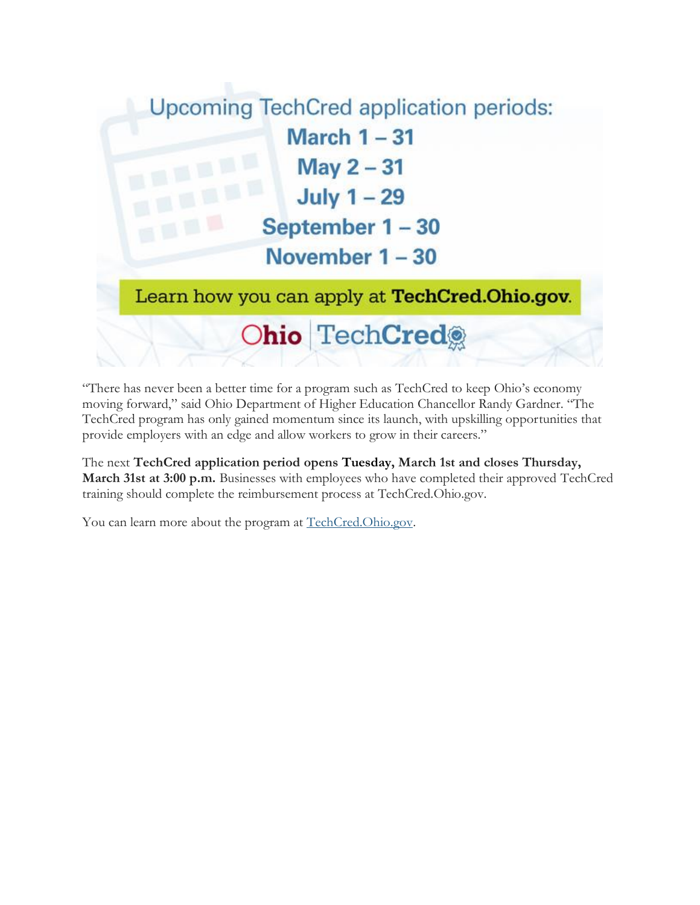Upcoming TechCred application periods:

**March 1 – 31**

**May 2 – 31**

**July 1 – 29**

**September 1 – 30**

**November 1 – 30**

Learn how you can apply at **TechCred.Ohio.gov**.

Ohio | TechCred

"There has never been a better time for a program such as TechCred to keep Ohio's economy moving forward," said Ohio Department of Higher Education Chancellor Randy Gardner. "The TechCred program has only gained momentum since its launch, with upskilling opportunities that provide employers with an edge and allow workers to grow in their careers."

The next **TechCred application period opens Tuesday, March 1st and closes Thursday, March 31st at 3:00 p.m.** Businesses with employees who have completed their approved TechCred training should complete the reimbursement process at TechCred.Ohio.gov.

You can learn more about the program at [TechCred.Ohio.gov](TechCred.Ohio.gov).